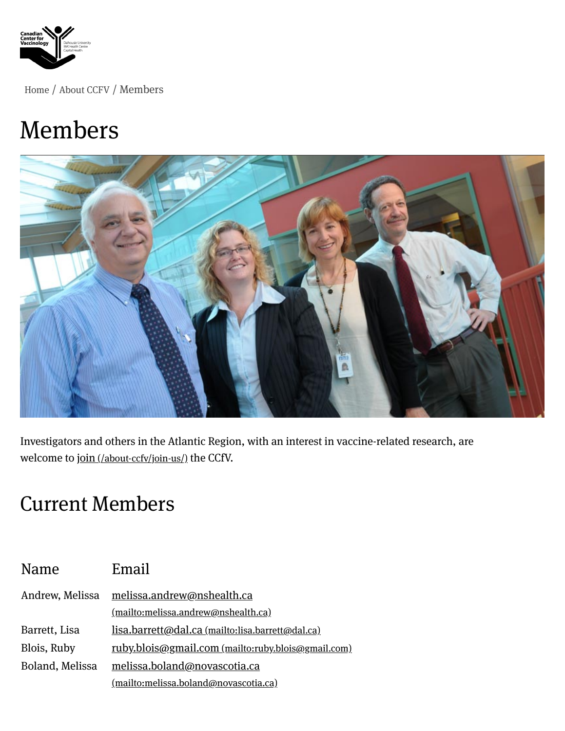Home / About CCFV / Members

# Members

Investigators and others in the Atlantic Region, with an interest in vaccine-related research, are welcome to join (/about-ccfv/join-us/) the CCfV.

## Current Members

| Name | Email |
| --- | --- |
| Andrew, Melissa | melissa.andrew@nshealth.ca (mailto:melissa.andrew@nshealth.ca) |
| Barrett, Lisa | lisa.barrett@dal.ca (mailto:lisa.barrett@dal.ca) |
| Blois, Ruby | ruby.blois@gmail.com (mailto:ruby.blois@gmail.com) |
| Boland, Melissa | melissa.boland@novascotia.ca (mailto:melissa.boland@novascotia.ca) |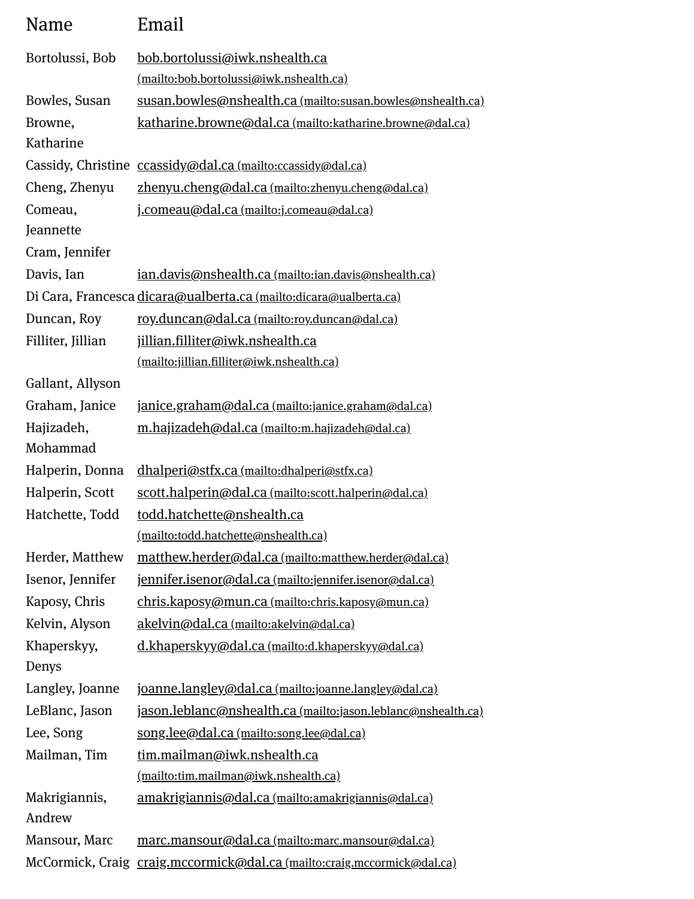| Name | Email |
| --- | --- |
| Bortolussi, Bob | bob.bortolussi@iwk.nshealth.ca (mailto:bob.bortolussi@iwk.nshealth.ca) |
| Bowles, Susan | susan.bowles@nshealth.ca (mailto:susan.bowles@nshealth.ca) |
| Browne, Katharine | katharine.browne@dal.ca (mailto:katharine.browne@dal.ca) |
| Cassidy, Christine | ccassidy@dal.ca (mailto:ccassidy@dal.ca) |
| Cheng, Zhenyu | zhenyu.cheng@dal.ca (mailto:zhenyu.cheng@dal.ca) |
| Comeau, Jeannette | j.comeau@dal.ca (mailto:j.comeau@dal.ca) |
| Cram, Jennifer | |
| Davis, Ian | ian.davis@nshealth.ca (mailto:ian.davis@nshealth.ca) |
| Di Cara, Francesca | dicara@ualberta.ca (mailto:dicara@ualberta.ca) |
| Duncan, Roy | roy.duncan@dal.ca (mailto:roy.duncan@dal.ca) |
| Filliter, Jillian | jillian.filliter@iwk.nshealth.ca (mailto:jillian.filliter@iwk.nshealth.ca) |
| Gallant, Allyson | |
| Graham, Janice | janice.graham@dal.ca (mailto:janice.graham@dal.ca) |
| Hajizadeh, Mohammad | m.hajizadeh@dal.ca (mailto:m.hajizadeh@dal.ca) |
| Halperin, Donna | dhalperi@stfx.ca (mailto:dhalperi@stfx.ca) |
| Halperin, Scott | scott.halperin@dal.ca (mailto:scott.halperin@dal.ca) |
| Hatchette, Todd | todd.hatchette@nshealth.ca (mailto:todd.hatchette@nshealth.ca) |
| Herder, Matthew | matthew.herder@dal.ca (mailto:matthew.herder@dal.ca) |
| Isenor, Jennifer | jennifer.isenor@dal.ca (mailto:jennifer.isenor@dal.ca) |
| Kaposy, Chris | chris.kaposy@mun.ca (mailto:chris.kaposy@mun.ca) |
| Kelvin, Alyson | akelvin@dal.ca (mailto:akelvin@dal.ca) |
| Khaperskyy, Denys | d.khaperskyy@dal.ca (mailto:d.khaperskyy@dal.ca) |
| Langley, Joanne | joanne.langley@dal.ca (mailto:joanne.langley@dal.ca) |
| LeBlanc, Jason | jason.leblanc@nshealth.ca (mailto:jason.leblanc@nshealth.ca) |
| Lee, Song | song.lee@dal.ca (mailto:song.lee@dal.ca) |
| Mailman, Tim | tim.mailman@iwk.nshealth.ca (mailto:tim.mailman@iwk.nshealth.ca) |
| Makrigiannis, Andrew | amakrigiannis@dal.ca (mailto:amakrigiannis@dal.ca) |
| Mansour, Marc | marc.mansour@dal.ca (mailto:marc.mansour@dal.ca) |
| McCormick, Craig | craig.mccormick@dal.ca (mailto:craig.mccormick@dal.ca) |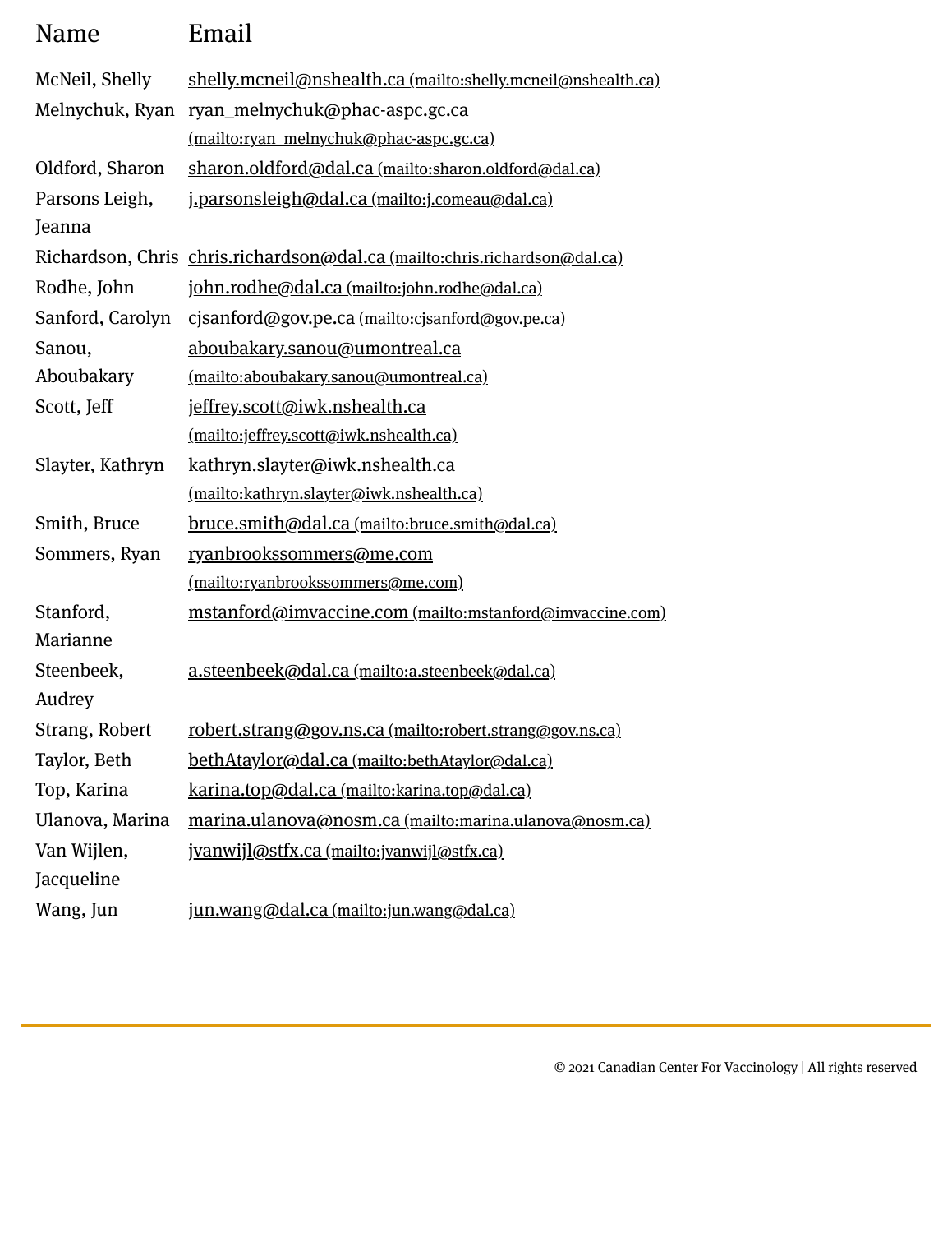| Name | Email |
|---|---|
| McNeil, Shelly | shelly.mcneil@nshealth.ca (mailto:shelly.mcneil@nshealth.ca) |
| Melnychuk, Ryan | ryan_melnychuk@phac-aspc.gc.ca (mailto:ryan_melnychuk@phac-aspc.gc.ca) |
| Oldford, Sharon | sharon.oldford@dal.ca (mailto:sharon.oldford@dal.ca) |
| Parsons Leigh, Jeanna | j.parsonsleigh@dal.ca (mailto:j.comeau@dal.ca) |
| Richardson, Chris | chris.richardson@dal.ca (mailto:chris.richardson@dal.ca) |
| Rodhe, John | john.rodhe@dal.ca (mailto:john.rodhe@dal.ca) |
| Sanford, Carolyn | cjsanford@gov.pe.ca (mailto:cjsanford@gov.pe.ca) |
| Sanou, Aboubakary | aboubakary.sanou@umontreal.ca (mailto:aboubakary.sanou@umontreal.ca) |
| Scott, Jeff | jeffrey.scott@iwk.nshealth.ca (mailto:jeffrey.scott@iwk.nshealth.ca) |
| Slayter, Kathryn | kathryn.slayter@iwk.nshealth.ca (mailto:kathryn.slayter@iwk.nshealth.ca) |
| Smith, Bruce | bruce.smith@dal.ca (mailto:bruce.smith@dal.ca) |
| Sommers, Ryan | ryanbrookssommers@me.com (mailto:ryanbrookssommers@me.com) |
| Stanford, Marianne | mstanford@imvaccine.com (mailto:mstanford@imvaccine.com) |
| Steenbeek, Audrey | a.steenbeek@dal.ca (mailto:a.steenbeek@dal.ca) |
| Strang, Robert | robert.strang@gov.ns.ca (mailto:robert.strang@gov.ns.ca) |
| Taylor, Beth | bethAtaylor@dal.ca (mailto:bethAtaylor@dal.ca) |
| Top, Karina | karina.top@dal.ca (mailto:karina.top@dal.ca) |
| Ulanova, Marina | marina.ulanova@nosm.ca (mailto:marina.ulanova@nosm.ca) |
| Van Wijlen, Jacqueline | jvanwijl@stfx.ca (mailto:jvanwijl@stfx.ca) |
| Wang, Jun | jun.wang@dal.ca (mailto:jun.wang@dal.ca) |

© 2021 Canadian Center For Vaccinology | All rights reserved